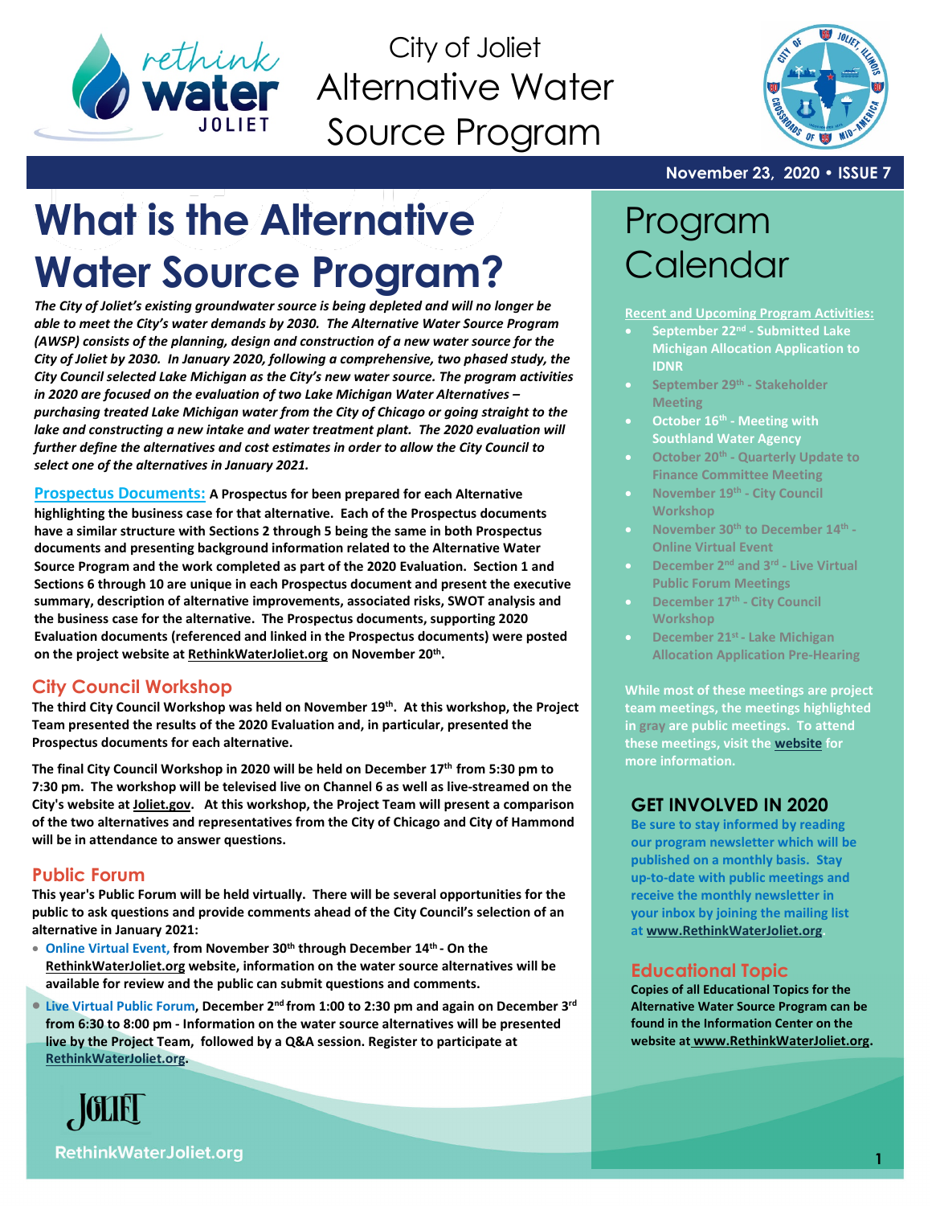# City of Joliet Alternative Water Source Program

November 23, 2020 • ISSUE 7

# What is the Alternative Water Source Program?

***The City of Joliet's existing groundwater source is being depleted and will no longer be able to meet the City's water demands by 2030. The Alternative Water Source Program (AWSP) consists of the planning, design and construction of a new water source for the City of Joliet by 2030. In January 2020, following a comprehensive, two phased study, the City Council selected Lake Michigan as the City's new water source. The program activities in 2020 are focused on the evaluation of two Lake Michigan Water Alternatives – purchasing treated Lake Michigan water from the City of Chicago or going straight to the lake and constructing a new intake and water treatment plant. The 2020 evaluation will further define the alternatives and cost estimates in order to allow the City Council to select one of the alternatives in January 2021.***

**Prospectus Documents:** **A Prospectus for been prepared for each Alternative highlighting the business case for that alternative. Each of the Prospectus documents have a similar structure with Sections 2 through 5 being the same in both Prospectus documents and presenting background information related to the Alternative Water Source Program and the work completed as part of the 2020 Evaluation. Section 1 and Sections 6 through 10 are unique in each Prospectus document and present the executive summary, description of alternative improvements, associated risks, SWOT analysis and the business case for the alternative. The Prospectus documents, supporting 2020 Evaluation documents (referenced and linked in the Prospectus documents) were posted on the project website at RethinkWaterJoliet.org on November 20th.**

## City Council Workshop

**The third City Council Workshop was held on November 19th. At this workshop, the Project Team presented the results of the 2020 Evaluation and, in particular, presented the Prospectus documents for each alternative.**

**The final City Council Workshop in 2020 will be held on December 17th from 5:30 pm to 7:30 pm. The workshop will be televised live on Channel 6 as well as live-streamed on the City's website at Joliet.gov. At this workshop, the Project Team will present a comparison of the two alternatives and representatives from the City of Chicago and City of Hammond will be in attendance to answer questions.**

## Public Forum

**This year's Public Forum will be held virtually. There will be several opportunities for the public to ask questions and provide comments ahead of the City Council's selection of an alternative in January 2021:**

- **Online Virtual Event, from November 30th through December 14th - On the RethinkWaterJoliet.org website, information on the water source alternatives will be available for review and the public can submit questions and comments.**
- **Live Virtual Public Forum, December 2nd from 1:00 to 2:30 pm and again on December 3rd from 6:30 to 8:00 pm - Information on the water source alternatives will be presented live by the Project Team, followed by a Q&A session. Register to participate at RethinkWaterJoliet.org.**

# Program Calendar

**Recent and Upcoming Program Activities:**

- **September 22nd - Submitted Lake Michigan Allocation Application to IDNR**
- **September 29th - Stakeholder Meeting**
- **October 16th - Meeting with Southland Water Agency**
- **October 20th - Quarterly Update to Finance Committee Meeting**
- **November 19th - City Council Workshop**
- **November 30th to December 14th - Online Virtual Event**
- **December 2nd and 3rd - Live Virtual Public Forum Meetings**
- **December 17th - City Council Workshop**
- **December 21st - Lake Michigan Allocation Application Pre-Hearing**

**While most of these meetings are project team meetings, the meetings highlighted in gray are public meetings. To attend these meetings, visit the website for more information.**

## GET INVOLVED IN 2020

**Be sure to stay informed by reading our program newsletter which will be published on a monthly basis. Stay up-to-date with public meetings and receive the monthly newsletter in your inbox by joining the mailing list at www.RethinkWaterJoliet.org.**

## Educational Topic

**Copies of all Educational Topics for the Alternative Water Source Program can be found in the Information Center on the website at www.RethinkWaterJoliet.org.**

RethinkWaterJoliet.org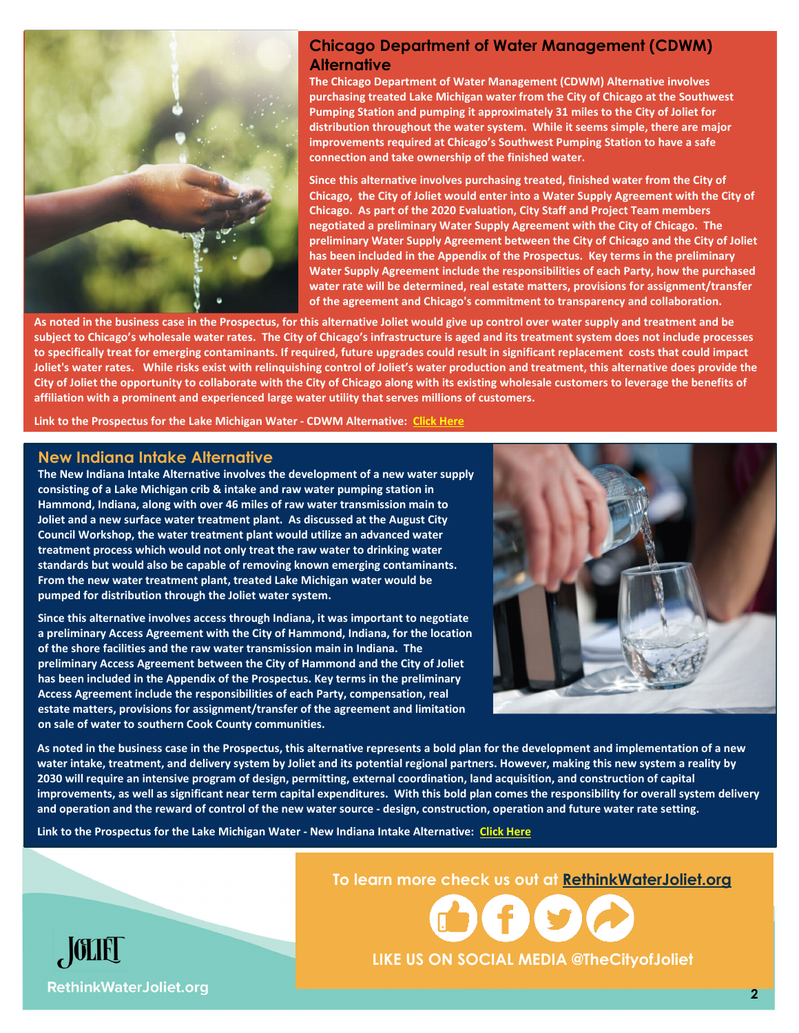## Chicago Department of Water Management (CDWM) Alternative

**The Chicago Department of Water Management (CDWM) Alternative involves purchasing treated Lake Michigan water from the City of Chicago at the Southwest Pumping Station and pumping it approximately 31 miles to the City of Joliet for distribution throughout the water system. While it seems simple, there are major improvements required at Chicago's Southwest Pumping Station to have a safe connection and take ownership of the finished water.**

**Since this alternative involves purchasing treated, finished water from the City of Chicago, the City of Joliet would enter into a Water Supply Agreement with the City of Chicago. As part of the 2020 Evaluation, City Staff and Project Team members negotiated a preliminary Water Supply Agreement with the City of Chicago. The preliminary Water Supply Agreement between the City of Chicago and the City of Joliet has been included in the Appendix of the Prospectus. Key terms in the preliminary Water Supply Agreement include the responsibilities of each Party, how the purchased water rate will be determined, real estate matters, provisions for assignment/transfer of the agreement and Chicago's commitment to transparency and collaboration.**

**As noted in the business case in the Prospectus, for this alternative Joliet would give up control over water supply and treatment and be subject to Chicago's wholesale water rates. The City of Chicago's infrastructure is aged and its treatment system does not include processes to specifically treat for emerging contaminants. If required, future upgrades could result in significant replacement costs that could impact Joliet's water rates. While risks exist with relinquishing control of Joliet's water production and treatment, this alternative does provide the City of Joliet the opportunity to collaborate with the City of Chicago along with its existing wholesale customers to leverage the benefits of affiliation with a prominent and experienced large water utility that serves millions of customers.**

**Link to the Prospectus for the Lake Michigan Water - CDWM Alternative: Click Here**

## New Indiana Intake Alternative

**The New Indiana Intake Alternative involves the development of a new water supply consisting of a Lake Michigan crib & intake and raw water pumping station in Hammond, Indiana, along with over 46 miles of raw water transmission main to Joliet and a new surface water treatment plant. As discussed at the August City Council Workshop, the water treatment plant would utilize an advanced water treatment process which would not only treat the raw water to drinking water standards but would also be capable of removing known emerging contaminants. From the new water treatment plant, treated Lake Michigan water would be pumped for distribution through the Joliet water system.**

**Since this alternative involves access through Indiana, it was important to negotiate a preliminary Access Agreement with the City of Hammond, Indiana, for the location of the shore facilities and the raw water transmission main in Indiana. The preliminary Access Agreement between the City of Hammond and the City of Joliet has been included in the Appendix of the Prospectus. Key terms in the preliminary Access Agreement include the responsibilities of each Party, compensation, real estate matters, provisions for assignment/transfer of the agreement and limitation on sale of water to southern Cook County communities.**

**As noted in the business case in the Prospectus, this alternative represents a bold plan for the development and implementation of a new water intake, treatment, and delivery system by Joliet and its potential regional partners. However, making this new system a reality by 2030 will require an intensive program of design, permitting, external coordination, land acquisition, and construction of capital improvements, as well as significant near term capital expenditures. With this bold plan comes the responsibility for overall system delivery and operation and the reward of control of the new water source - design, construction, operation and future water rate setting.**

**Link to the Prospectus for the Lake Michigan Water - New Indiana Intake Alternative: Click Here**

**To learn more check us out at RethinkWaterJoliet.org**

**LIKE US ON SOCIAL MEDIA @TheCityofJoliet**

JOLIET

RethinkWaterJoliet.org